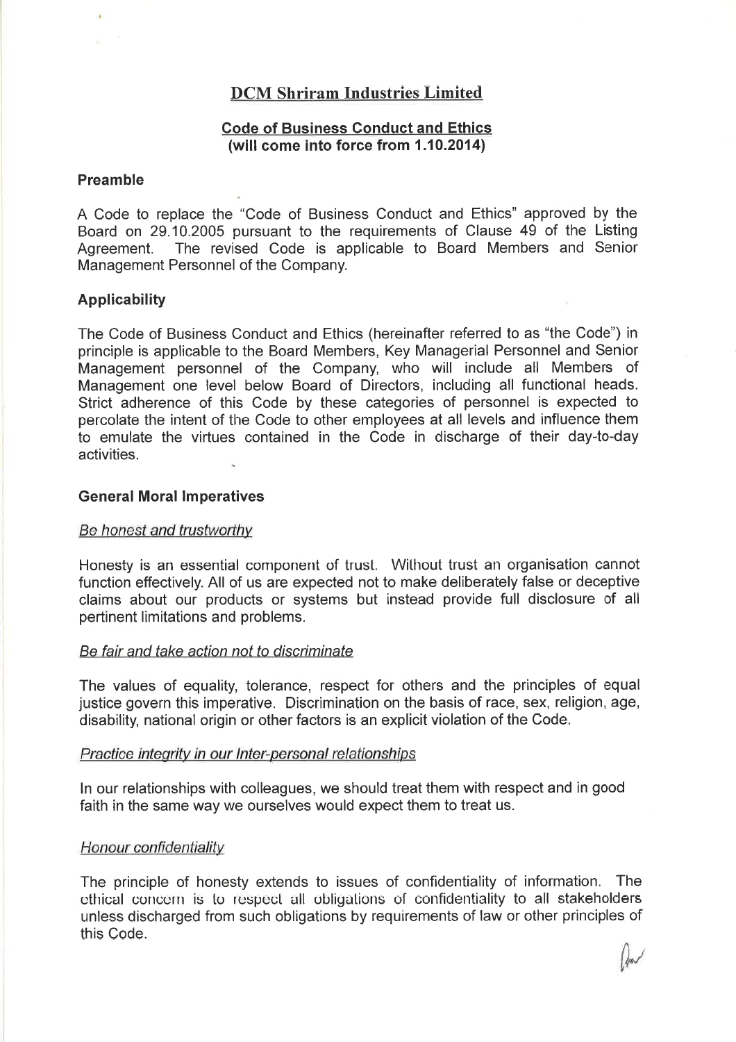# DCM Shriram Industries Limited

## Code of Business Conduct and Ethics
**(will come into force from 1.10.2014)**

### Preamble

A Code to replace the "Code of Business Conduct and Ethics" approved by the Board on 29.10.2005 pursuant to the requirements of Clause 49 of the Listing Agreement. The revised Code is applicable to Board Members and Senior Management Personnel of the Company.

### Applicability

The Code of Business Conduct and Ethics (hereinafter referred to as "the Code") in principle is applicable to the Board Members, Key Managerial Personnel and Senior Management personnel of the Company, who will include all Members of Management one level below Board of Directors, including all functional heads. Strict adherence of this Code by these categories of personnel is expected to percolate the intent of the Code to other employees at all levels and influence them to emulate the virtues contained in the Code in discharge of their day-to-day activities.

### General Moral Imperatives

*Be honest and trustworthy*

Honesty is an essential component of trust. Without trust an organisation cannot function effectively. All of us are expected not to make deliberately false or deceptive claims about our products or systems but instead provide full disclosure of all pertinent limitations and problems.

*Be fair and take action not to discriminate*

The values of equality, tolerance, respect for others and the principles of equal justice govern this imperative. Discrimination on the basis of race, sex, religion, age, disability, national origin or other factors is an explicit violation of the Code.

*Practice integrity in our Inter-personal relationships*

In our relationships with colleagues, we should treat them with respect and in good faith in the same way we ourselves would expect them to treat us.

*Honour confidentiality*

The principle of honesty extends to issues of confidentiality of information. The ethical concern is to respect all obligations of confidentiality to all stakeholders unless discharged from such obligations by requirements of law or other principles of this Code.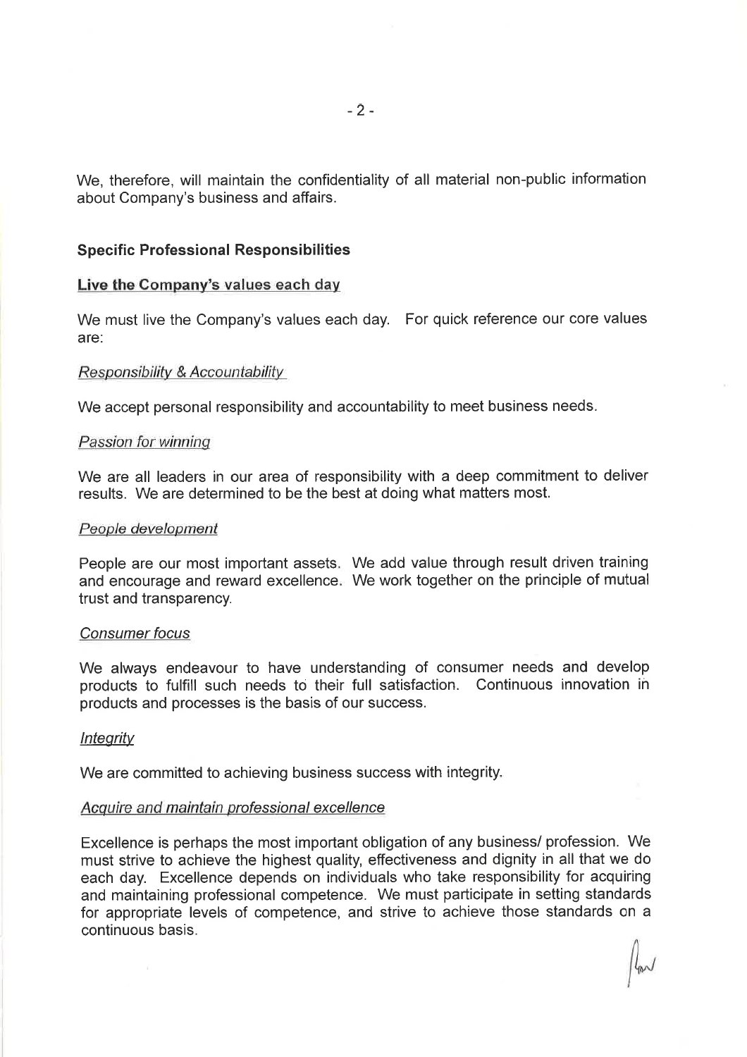We, therefore, will maintain the confidentiality of all material non-public information about Company's business and affairs.

**Specific Professional Responsibilities**

**Live the Company's values each day**

We must live the Company's values each day. For quick reference our core values are:

*Responsibility & Accountability*

We accept personal responsibility and accountability to meet business needs.

*Passion for winning*

We are all leaders in our area of responsibility with a deep commitment to deliver results. We are determined to be the best at doing what matters most.

*People development*

People are our most important assets. We add value through result driven training and encourage and reward excellence. We work together on the principle of mutual trust and transparency.

*Consumer focus*

We always endeavour to have understanding of consumer needs and develop products to fulfill such needs to their full satisfaction. Continuous innovation in products and processes is the basis of our success.

*Integrity*

We are committed to achieving business success with integrity.

*Acquire and maintain professional excellence*

Excellence is perhaps the most important obligation of any business/ profession. We must strive to achieve the highest quality, effectiveness and dignity in all that we do each day. Excellence depends on individuals who take responsibility for acquiring and maintaining professional competence. We must participate in setting standards for appropriate levels of competence, and strive to achieve those standards on a continuous basis.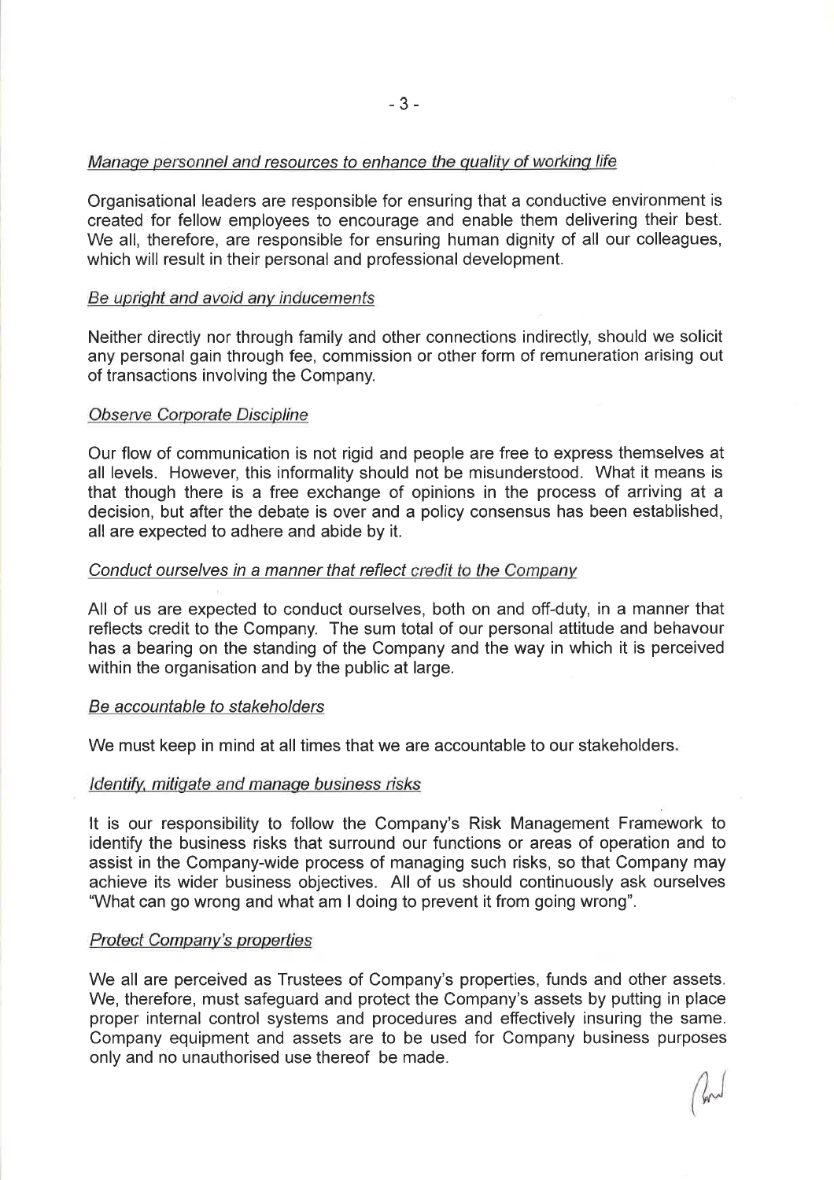*Manage personnel and resources to enhance the quality of working life*

Organisational leaders are responsible for ensuring that a conductive environment is created for fellow employees to encourage and enable them delivering their best. We all, therefore, are responsible for ensuring human dignity of all our colleagues, which will result in their personal and professional development.

*Be upright and avoid any inducements*

Neither directly nor through family and other connections indirectly, should we solicit any personal gain through fee, commission or other form of remuneration arising out of transactions involving the Company.

*Observe Corporate Discipline*

Our flow of communication is not rigid and people are free to express themselves at all levels. However, this informality should not be misunderstood. What it means is that though there is a free exchange of opinions in the process of arriving at a decision, but after the debate is over and a policy consensus has been established, all are expected to adhere and abide by it.

*Conduct ourselves in a manner that reflect credit to the Company*

All of us are expected to conduct ourselves, both on and off-duty, in a manner that reflects credit to the Company. The sum total of our personal attitude and behavour has a bearing on the standing of the Company and the way in which it is perceived within the organisation and by the public at large.

*Be accountable to stakeholders*

We must keep in mind at all times that we are accountable to our stakeholders.

*Identify, mitigate and manage business risks*

It is our responsibility to follow the Company's Risk Management Framework to identify the business risks that surround our functions or areas of operation and to assist in the Company-wide process of managing such risks, so that Company may achieve its wider business objectives. All of us should continuously ask ourselves "What can go wrong and what am I doing to prevent it from going wrong".

*Protect Company's properties*

We all are perceived as Trustees of Company's properties, funds and other assets. We, therefore, must safeguard and protect the Company's assets by putting in place proper internal control systems and procedures and effectively insuring the same. Company equipment and assets are to be used for Company business purposes only and no unauthorised use thereof be made.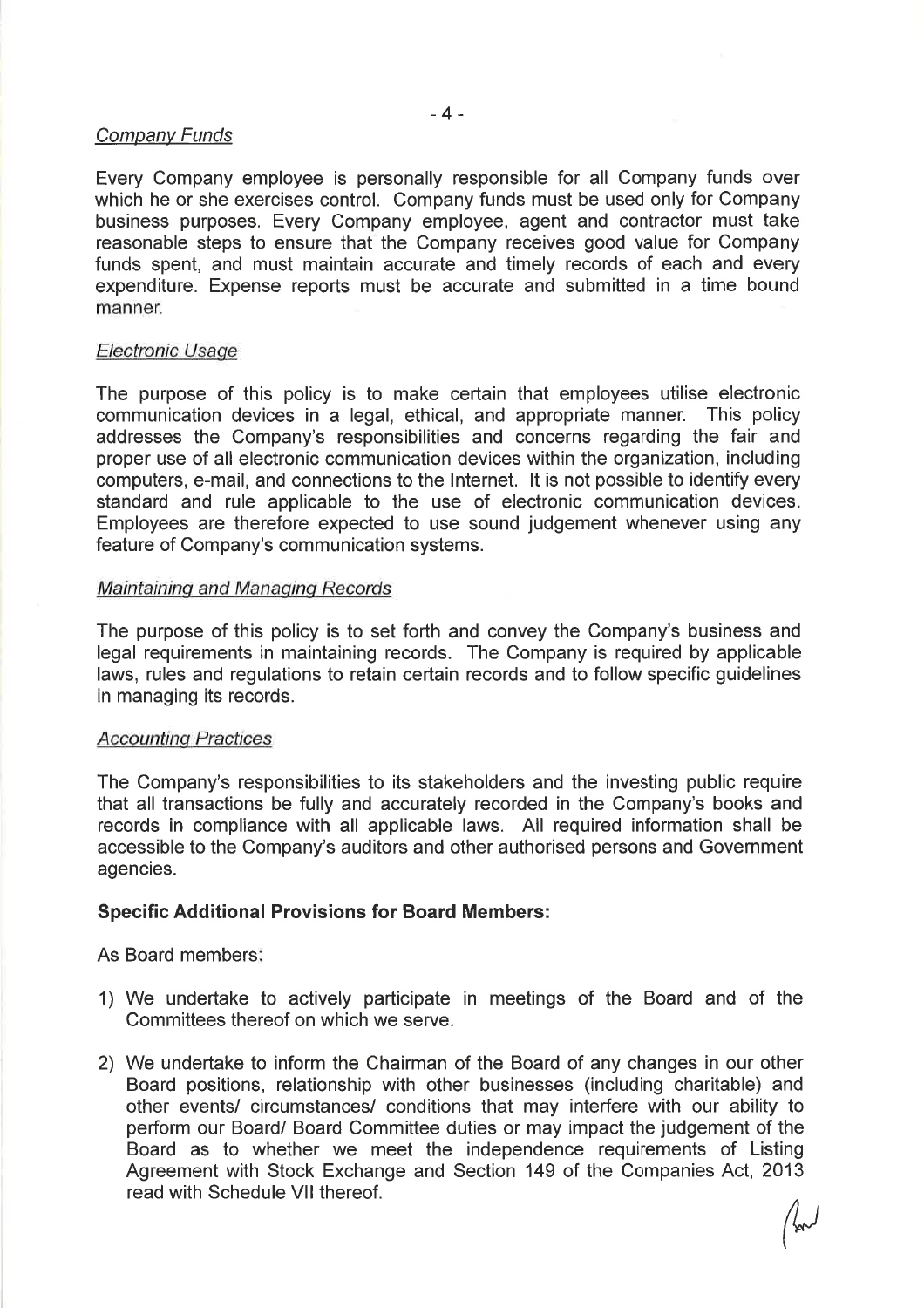*Company Funds*

Every Company employee is personally responsible for all Company funds over which he or she exercises control. Company funds must be used only for Company business purposes. Every Company employee, agent and contractor must take reasonable steps to ensure that the Company receives good value for Company funds spent, and must maintain accurate and timely records of each and every expenditure. Expense reports must be accurate and submitted in a time bound manner.

*Electronic Usage*

The purpose of this policy is to make certain that employees utilise electronic communication devices in a legal, ethical, and appropriate manner. This policy addresses the Company's responsibilities and concerns regarding the fair and proper use of all electronic communication devices within the organization, including computers, e-mail, and connections to the Internet. It is not possible to identify every standard and rule applicable to the use of electronic communication devices. Employees are therefore expected to use sound judgement whenever using any feature of Company's communication systems.

*Maintaining and Managing Records*

The purpose of this policy is to set forth and convey the Company's business and legal requirements in maintaining records. The Company is required by applicable laws, rules and regulations to retain certain records and to follow specific guidelines in managing its records.

*Accounting Practices*

The Company's responsibilities to its stakeholders and the investing public require that all transactions be fully and accurately recorded in the Company's books and records in compliance with all applicable laws. All required information shall be accessible to the Company's auditors and other authorised persons and Government agencies.

**Specific Additional Provisions for Board Members:**

As Board members:

1) We undertake to actively participate in meetings of the Board and of the Committees thereof on which we serve.

2) We undertake to inform the Chairman of the Board of any changes in our other Board positions, relationship with other businesses (including charitable) and other events/ circumstances/ conditions that may interfere with our ability to perform our Board/ Board Committee duties or may impact the judgement of the Board as to whether we meet the independence requirements of Listing Agreement with Stock Exchange and Section 149 of the Companies Act, 2013 read with Schedule VII thereof.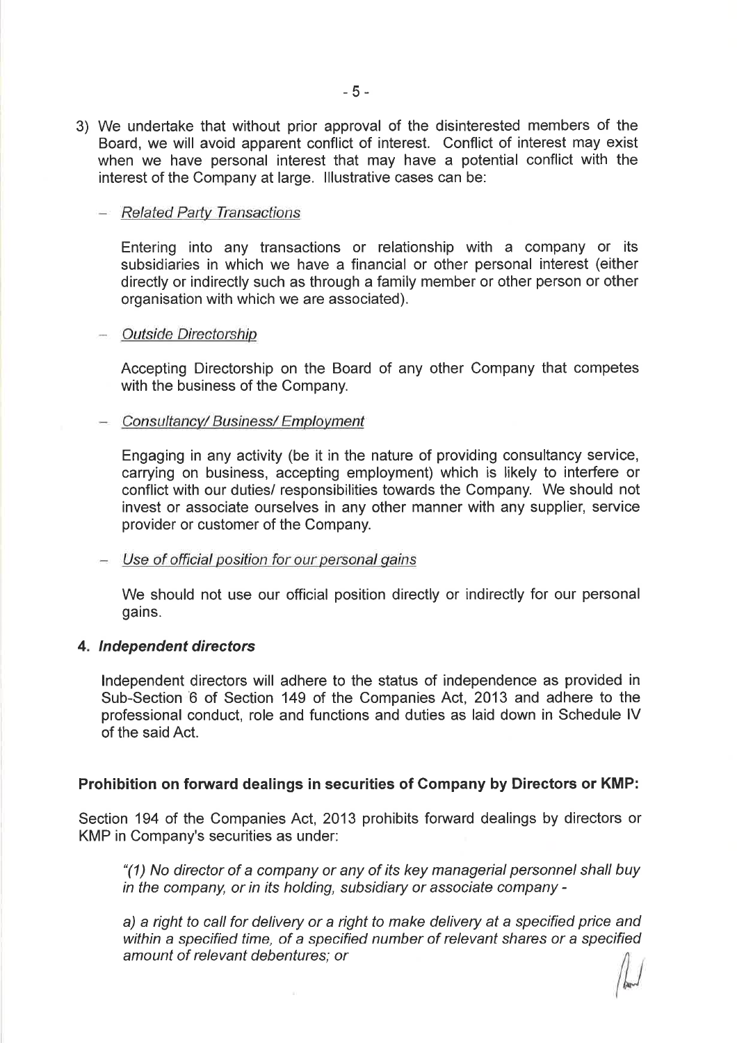3) We undertake that without prior approval of the disinterested members of the Board, we will avoid apparent conflict of interest. Conflict of interest may exist when we have personal interest that may have a potential conflict with the interest of the Company at large. Illustrative cases can be:

   - *Related Party Transactions*

     Entering into any transactions or relationship with a company or its subsidiaries in which we have a financial or other personal interest (either directly or indirectly such as through a family member or other person or other organisation with which we are associated).

   - *Outside Directorship*

     Accepting Directorship on the Board of any other Company that competes with the business of the Company.

   - *Consultancy/ Business/ Employment*

     Engaging in any activity (be it in the nature of providing consultancy service, carrying on business, accepting employment) which is likely to interfere or conflict with our duties/ responsibilities towards the Company. We should not invest or associate ourselves in any other manner with any supplier, service provider or customer of the Company.

   - *Use of official position for our personal gains*

     We should not use our official position directly or indirectly for our personal gains.

**4. *Independent directors***

Independent directors will adhere to the status of independence as provided in Sub-Section 6 of Section 149 of the Companies Act, 2013 and adhere to the professional conduct, role and functions and duties as laid down in Schedule IV of the said Act.

**Prohibition on forward dealings in securities of Company by Directors or KMP:**

Section 194 of the Companies Act, 2013 prohibits forward dealings by directors or KMP in Company's securities as under:

> *"(1) No director of a company or any of its key managerial personnel shall buy in the company, or in its holding, subsidiary or associate company -*
>
> *a) a right to call for delivery or a right to make delivery at a specified price and within a specified time, of a specified number of relevant shares or a specified amount of relevant debentures; or*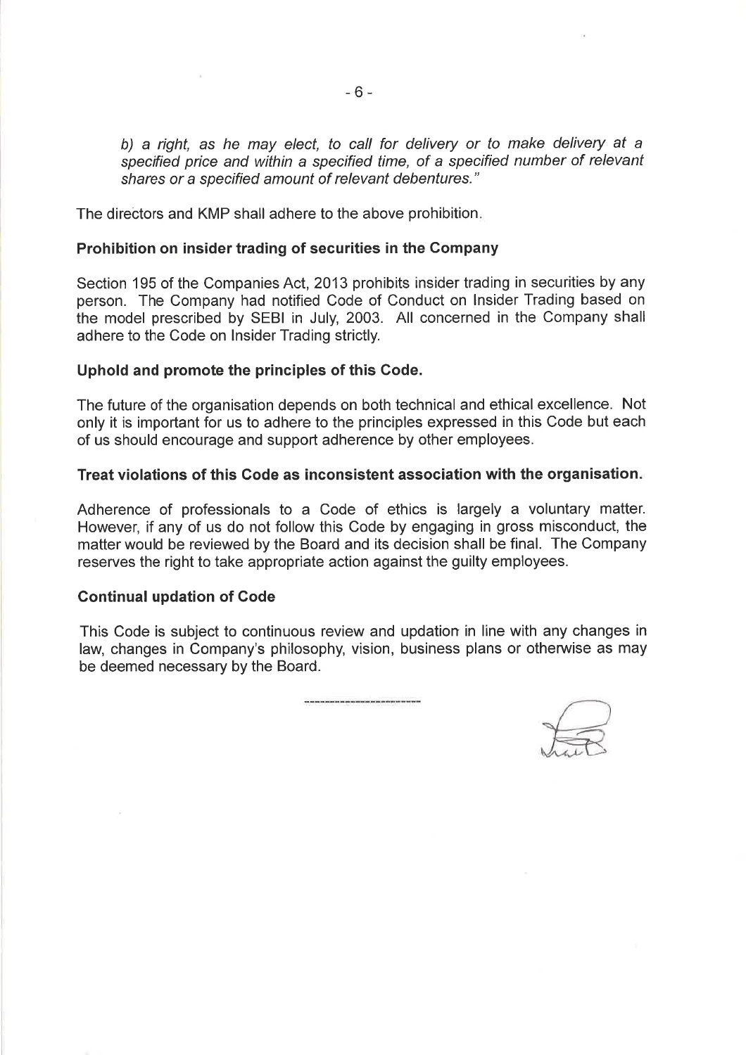*b) a right, as he may elect, to call for delivery or to make delivery at a specified price and within a specified time, of a specified number of relevant shares or a specified amount of relevant debentures."*

The directors and KMP shall adhere to the above prohibition.

**Prohibition on insider trading of securities in the Company**

Section 195 of the Companies Act, 2013 prohibits insider trading in securities by any person. The Company had notified Code of Conduct on Insider Trading based on the model prescribed by SEBI in July, 2003. All concerned in the Company shall adhere to the Code on Insider Trading strictly.

**Uphold and promote the principles of this Code.**

The future of the organisation depends on both technical and ethical excellence. Not only it is important for us to adhere to the principles expressed in this Code but each of us should encourage and support adherence by other employees.

**Treat violations of this Code as inconsistent association with the organisation.**

Adherence of professionals to a Code of ethics is largely a voluntary matter. However, if any of us do not follow this Code by engaging in gross misconduct, the matter would be reviewed by the Board and its decision shall be final. The Company reserves the right to take appropriate action against the guilty employees.

**Continual updation of Code**

This Code is subject to continuous review and updation in line with any changes in law, changes in Company's philosophy, vision, business plans or otherwise as may be deemed necessary by the Board.

---